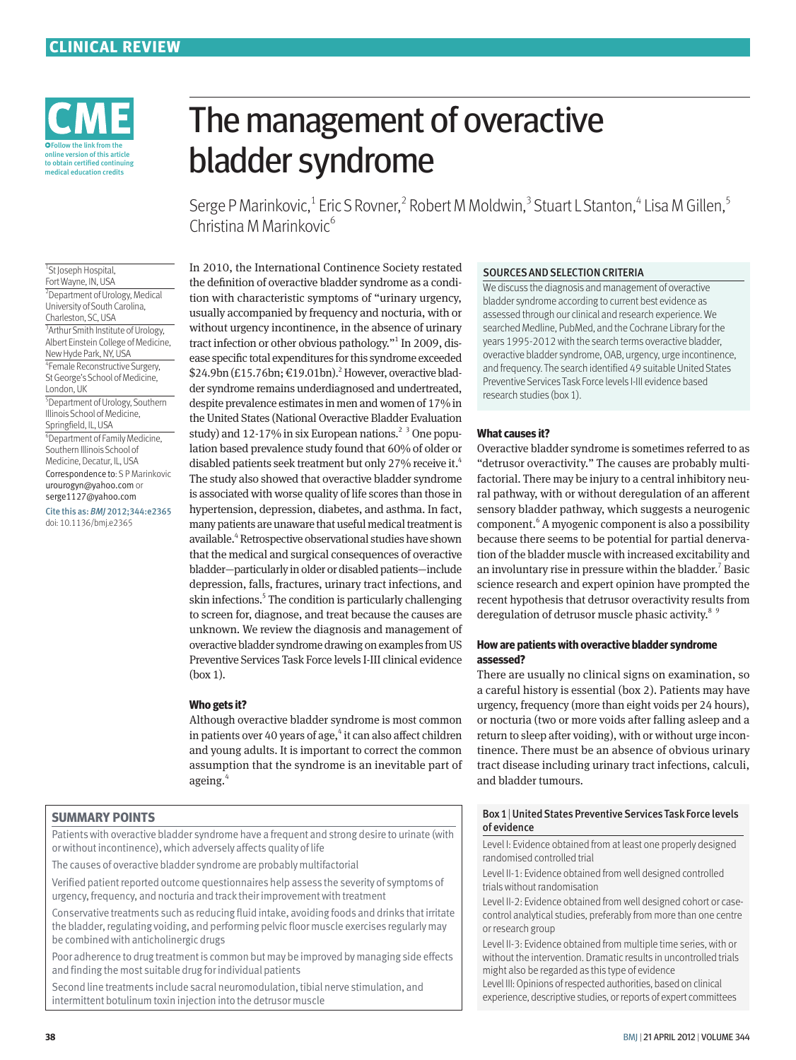CLINICAL REVIEW

CME

Follow the link from the online version of this article to obtain certified continuing medical education credits

# The management of overactive bladder syndrome

Serge P Marinkovic,[1] Eric S Rovner,[2] Robert M Moldwin,[3] Stuart L Stanton,[4] Lisa M Gillen,[5] Christina M Marinkovic[6]

[1]St Joseph Hospital, Fort Wayne, IN, USA
[2]Department of Urology, Medical University of South Carolina, Charleston, SC, USA
[3]Arthur Smith Institute of Urology, Albert Einstein College of Medicine, New Hyde Park, NY, USA
[4]Female Reconstructive Surgery, St George's School of Medicine, London, UK
[5]Department of Urology, Southern Illinois School of Medicine, Springfield, IL, USA
[6]Department of Family Medicine, Southern Illinois School of Medicine, Decatur, IL, USA

Correspondence to: S P Marinkovic urourogyn@yahoo.com or serge1127@yahoo.com

Cite this as: *BMJ* 2012;344:e2365
doi: 10.1136/bmj.e2365

In 2010, the International Continence Society restated the definition of overactive bladder syndrome as a condition with characteristic symptoms of "urinary urgency, usually accompanied by frequency and nocturia, with or without urgency incontinence, in the absence of urinary tract infection or other obvious pathology."[1] In 2009, disease specific total expenditures for this syndrome exceeded \$24.9bn (£15.76bn; €19.01bn).[2] However, overactive bladder syndrome remains underdiagnosed and undertreated, despite prevalence estimates in men and women of 17% in the United States (National Overactive Bladder Evaluation study) and 12-17% in six European nations.[2 3] One population based prevalence study found that 60% of older or disabled patients seek treatment but only 27% receive it.[4] The study also showed that overactive bladder syndrome is associated with worse quality of life scores than those in hypertension, depression, diabetes, and asthma. In fact, many patients are unaware that useful medical treatment is available.[4] Retrospective observational studies have shown that the medical and surgical consequences of overactive bladder—particularly in older or disabled patients—include depression, falls, fractures, urinary tract infections, and skin infections.[5] The condition is particularly challenging to screen for, diagnose, and treat because the causes are unknown. We review the diagnosis and management of overactive bladder syndrome drawing on examples from US Preventive Services Task Force levels I-III clinical evidence (box 1).

### Who gets it?

Although overactive bladder syndrome is most common in patients over 40 years of age,[4] it can also affect children and young adults. It is important to correct the common assumption that the syndrome is an inevitable part of ageing.[4]

## SUMMARY POINTS

Patients with overactive bladder syndrome have a frequent and strong desire to urinate (with or without incontinence), which adversely affects quality of life

The causes of overactive bladder syndrome are probably multifactorial

Verified patient reported outcome questionnaires help assess the severity of symptoms of urgency, frequency, and nocturia and track their improvement with treatment

Conservative treatments such as reducing fluid intake, avoiding foods and drinks that irritate the bladder, regulating voiding, and performing pelvic floor muscle exercises regularly may be combined with anticholinergic drugs

Poor adherence to drug treatment is common but may be improved by managing side effects and finding the most suitable drug for individual patients

Second line treatments include sacral neuromodulation, tibial nerve stimulation, and intermittent botulinum toxin injection into the detrusor muscle

## SOURCES AND SELECTION CRITERIA

We discuss the diagnosis and management of overactive bladder syndrome according to current best evidence as assessed through our clinical and research experience. We searched Medline, PubMed, and the Cochrane Library for the years 1995-2012 with the search terms overactive bladder, overactive bladder syndrome, OAB, urgency, urge incontinence, and frequency. The search identified 49 suitable United States Preventive Services Task Force levels I-III evidence based research studies (box 1).

### What causes it?

Overactive bladder syndrome is sometimes referred to as "detrusor overactivity." The causes are probably multifactorial. There may be injury to a central inhibitory neural pathway, with or without deregulation of an afferent sensory bladder pathway, which suggests a neurogenic component.[6] A myogenic component is also a possibility because there seems to be potential for partial denervation of the bladder muscle with increased excitability and an involuntary rise in pressure within the bladder.[7] Basic science research and expert opinion have prompted the recent hypothesis that detrusor overactivity results from deregulation of detrusor muscle phasic activity.[8 9]

### How are patients with overactive bladder syndrome assessed?

There are usually no clinical signs on examination, so a careful history is essential (box 2). Patients may have urgency, frequency (more than eight voids per 24 hours), or nocturia (two or more voids after falling asleep and a return to sleep after voiding), with or without urge incontinence. There must be an absence of obvious urinary tract disease including urinary tract infections, calculi, and bladder tumours.

**Box 1 | United States Preventive Services Task Force levels of evidence**

Level I: Evidence obtained from at least one properly designed randomised controlled trial

Level II-1: Evidence obtained from well designed controlled trials without randomisation

Level II-2: Evidence obtained from well designed cohort or case-control analytical studies, preferably from more than one centre or research group

Level II-3: Evidence obtained from multiple time series, with or without the intervention. Dramatic results in uncontrolled trials might also be regarded as this type of evidence

Level III: Opinions of respected authorities, based on clinical experience, descriptive studies, or reports of expert committees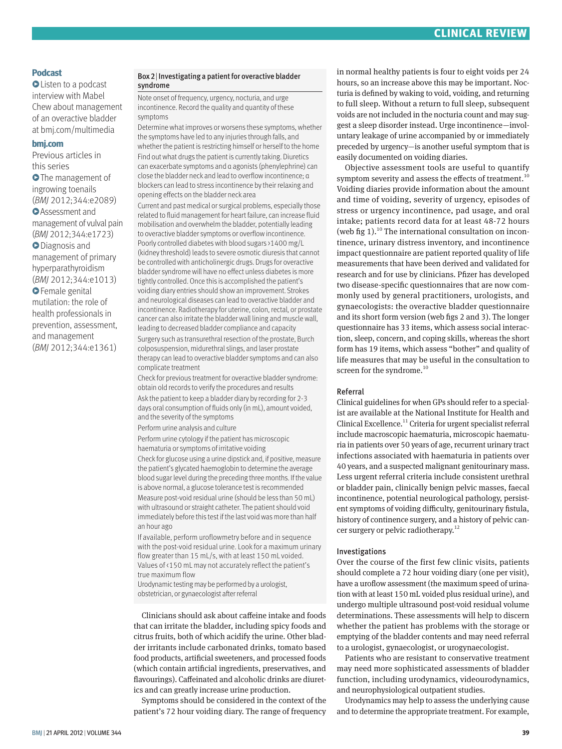### Podcast

Listen to a podcast interview with Mabel Chew about management of an overactive bladder at bmj.com/multimedia

### bmj.com

Previous articles in this series

- The management of ingrowing toenails (*BMJ* 2012;344:e2089)
- Assessment and management of vulval pain (*BMJ* 2012;344:e1723)
- Diagnosis and management of primary hyperparathyroidism (*BMJ* 2012;344:e1013)
- Female genital mutilation: the role of health professionals in prevention, assessment, and management (*BMJ* 2012;344:e1361)

**Box 2 | Investigating a patient for overactive bladder syndrome**

Note onset of frequency, urgency, nocturia, and urge incontinence. Record the quality and quantity of these symptoms

Determine what improves or worsens these symptoms, whether the symptoms have led to any injuries through falls, and whether the patient is restricting himself or herself to the home

Find out what drugs the patient is currently taking. Diuretics can exacerbate symptoms and α agonists (phenylephrine) can close the bladder neck and lead to overflow incontinence; α blockers can lead to stress incontinence by their relaxing and opening effects on the bladder neck area

Current and past medical or surgical problems, especially those related to fluid management for heart failure, can increase fluid mobilisation and overwhelm the bladder, potentially leading to overactive bladder symptoms or overflow incontinence. Poorly controlled diabetes with blood sugars >1400 mg/L (kidney threshold) leads to severe osmotic diuresis that cannot be controlled with anticholinergic drugs. Drugs for overactive bladder syndrome will have no effect unless diabetes is more tightly controlled. Once this is accomplished the patient's voiding diary entries should show an improvement. Strokes and neurological diseases can lead to overactive bladder and incontinence. Radiotherapy for uterine, colon, rectal, or prostate cancer can also irritate the bladder wall lining and muscle wall, leading to decreased bladder compliance and capacity

Surgery such as transurethral resection of the prostate, Burch colposuspension, midurethral slings, and laser prostate therapy can lead to overactive bladder symptoms and can also complicate treatment

Check for previous treatment for overactive bladder syndrome: obtain old records to verify the procedures and results

Ask the patient to keep a bladder diary by recording for 2-3 days oral consumption of fluids only (in mL), amount voided, and the severity of the symptoms

Perform urine analysis and culture

Perform urine cytology if the patient has microscopic haematuria or symptoms of irritative voiding

Check for glucose using a urine dipstick and, if positive, measure the patient's glycated haemoglobin to determine the average blood sugar level during the preceding three months. If the value is above normal, a glucose tolerance test is recommended

Measure post-void residual urine (should be less than 50 mL) with ultrasound or straight catheter. The patient should void immediately before this test if the last void was more than half an hour ago

If available, perform uroflowmetry before and in sequence with the post-void residual urine. Look for a maximum urinary flow greater than 15 mL/s, with at least 150 mL voided. Values of <150 mL may not accurately reflect the patient's true maximum flow

Urodynamic testing may be performed by a urologist, obstetrician, or gynaecologist after referral

Clinicians should ask about caffeine intake and foods that can irritate the bladder, including spicy foods and citrus fruits, both of which acidify the urine. Other bladder irritants include carbonated drinks, tomato based food products, artificial sweeteners, and processed foods (which contain artificial ingredients, preservatives, and flavourings). Caffeinated and alcoholic drinks are diuretics and can greatly increase urine production.

Symptoms should be considered in the context of the patient's 72 hour voiding diary. The range of frequency in normal healthy patients is four to eight voids per 24 hours, so an increase above this may be important. Nocturia is defined by waking to void, voiding, and returning to full sleep. Without a return to full sleep, subsequent voids are not included in the nocturia count and may suggest a sleep disorder instead. Urge incontinence—involuntary leakage of urine accompanied by or immediately preceded by urgency—is another useful symptom that is easily documented on voiding diaries.

Objective assessment tools are useful to quantify symptom severity and assess the effects of treatment.[10] Voiding diaries provide information about the amount and time of voiding, severity of urgency, episodes of stress or urgency incontinence, pad usage, and oral intake; patients record data for at least 48-72 hours (web fig 1).[10] The international consultation on incontinence, urinary distress inventory, and incontinence impact questionnaire are patient reported quality of life measurements that have been derived and validated for research and for use by clinicians. Pfizer has developed two disease-specific questionnaires that are now commonly used by general practitioners, urologists, and gynaecologists: the overactive bladder questionnaire and its short form version (web figs 2 and 3). The longer questionnaire has 33 items, which assess social interaction, sleep, concern, and coping skills, whereas the short form has 19 items, which assess "bother" and quality of life measures that may be useful in the consultation to screen for the syndrome.[10]

### Referral

Clinical guidelines for when GPs should refer to a specialist are available at the National Institute for Health and Clinical Excellence.[11] Criteria for urgent specialist referral include macroscopic haematuria, microscopic haematuria in patients over 50 years of age, recurrent urinary tract infections associated with haematuria in patients over 40 years, and a suspected malignant genitourinary mass. Less urgent referral criteria include consistent urethral or bladder pain, clinically benign pelvic masses, faecal incontinence, potential neurological pathology, persistent symptoms of voiding difficulty, genitourinary fistula, history of continence surgery, and a history of pelvic cancer surgery or pelvic radiotherapy.[12]

### Investigations

Over the course of the first few clinic visits, patients should complete a 72 hour voiding diary (one per visit), have a uroflow assessment (the maximum speed of urination with at least 150 mL voided plus residual urine), and undergo multiple ultrasound post-void residual volume determinations. These assessments will help to discern whether the patient has problems with the storage or emptying of the bladder contents and may need referral to a urologist, gynaecologist, or urogynaecologist.

Patients who are resistant to conservative treatment may need more sophisticated assessments of bladder function, including urodynamics, videourodynamics, and neurophysiological outpatient studies.

Urodynamics may help to assess the underlying cause and to determine the appropriate treatment. For example,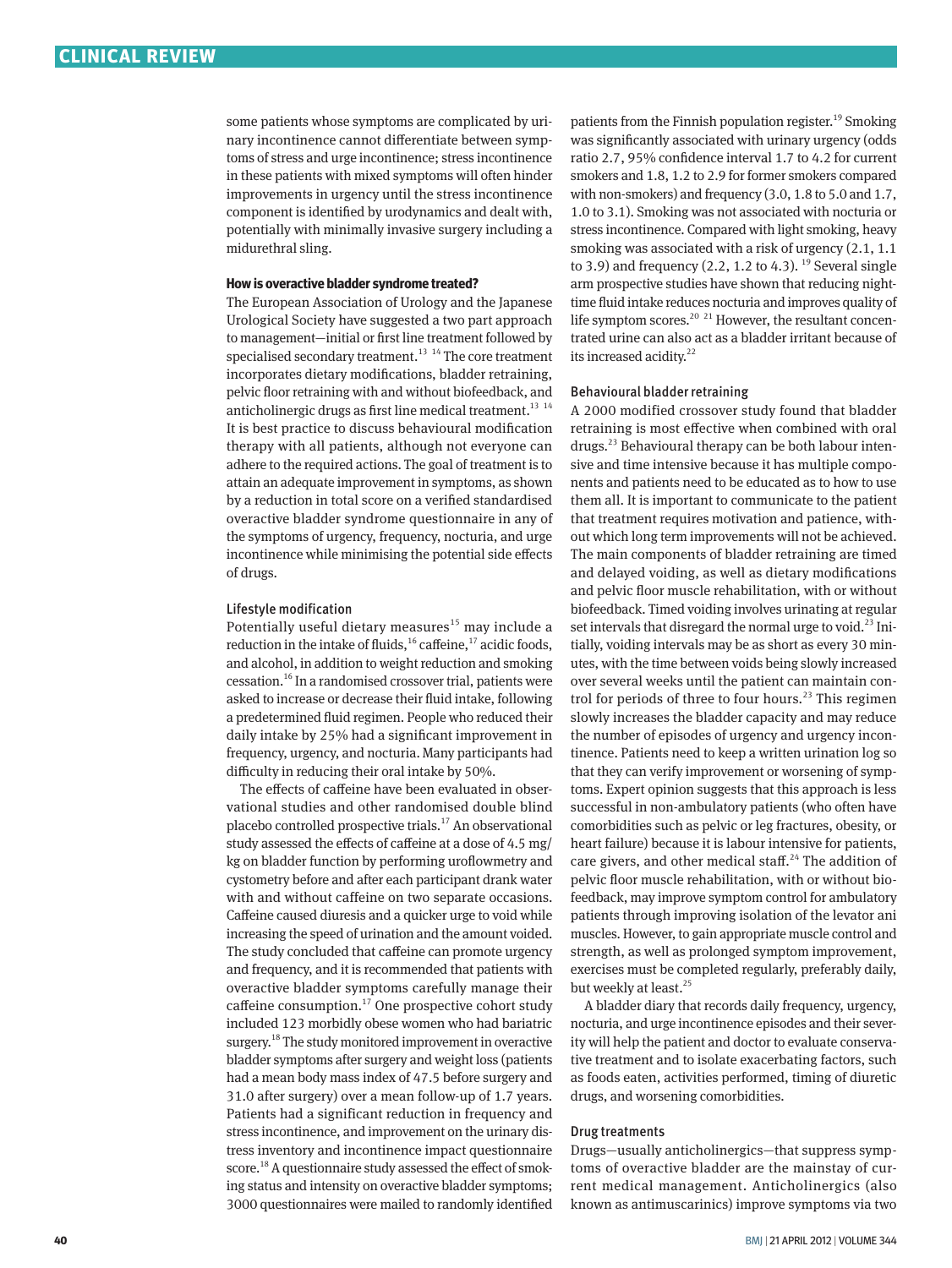some patients whose symptoms are complicated by urinary incontinence cannot differentiate between symptoms of stress and urge incontinence; stress incontinence in these patients with mixed symptoms will often hinder improvements in urgency until the stress incontinence component is identified by urodynamics and dealt with, potentially with minimally invasive surgery including a midurethral sling.

#### How is overactive bladder syndrome treated?

The European Association of Urology and the Japanese Urological Society have suggested a two part approach to management—initial or first line treatment followed by specialised secondary treatment.[13 14] The core treatment incorporates dietary modifications, bladder retraining, pelvic floor retraining with and without biofeedback, and anticholinergic drugs as first line medical treatment.[13 14] It is best practice to discuss behavioural modification therapy with all patients, although not everyone can adhere to the required actions. The goal of treatment is to attain an adequate improvement in symptoms, as shown by a reduction in total score on a verified standardised overactive bladder syndrome questionnaire in any of the symptoms of urgency, frequency, nocturia, and urge incontinence while minimising the potential side effects of drugs.

##### Lifestyle modification

Potentially useful dietary measures[15] may include a reduction in the intake of fluids,[16] caffeine,[17] acidic foods, and alcohol, in addition to weight reduction and smoking cessation.[16] In a randomised crossover trial, patients were asked to increase or decrease their fluid intake, following a predetermined fluid regimen. People who reduced their daily intake by 25% had a significant improvement in frequency, urgency, and nocturia. Many participants had difficulty in reducing their oral intake by 50%.

The effects of caffeine have been evaluated in observational studies and other randomised double blind placebo controlled prospective trials.[17] An observational study assessed the effects of caffeine at a dose of 4.5 mg/kg on bladder function by performing uroflowmetry and cystometry before and after each participant drank water with and without caffeine on two separate occasions. Caffeine caused diuresis and a quicker urge to void while increasing the speed of urination and the amount voided. The study concluded that caffeine can promote urgency and frequency, and it is recommended that patients with overactive bladder symptoms carefully manage their caffeine consumption.[17] One prospective cohort study included 123 morbidly obese women who had bariatric surgery.[18] The study monitored improvement in overactive bladder symptoms after surgery and weight loss (patients had a mean body mass index of 47.5 before surgery and 31.0 after surgery) over a mean follow-up of 1.7 years. Patients had a significant reduction in frequency and stress incontinence, and improvement on the urinary distress inventory and incontinence impact questionnaire score.[18] A questionnaire study assessed the effect of smoking status and intensity on overactive bladder symptoms; 3000 questionnaires were mailed to randomly identified patients from the Finnish population register.[19] Smoking was significantly associated with urinary urgency (odds ratio 2.7, 95% confidence interval 1.7 to 4.2 for current smokers and 1.8, 1.2 to 2.9 for former smokers compared with non-smokers) and frequency (3.0, 1.8 to 5.0 and 1.7, 1.0 to 3.1). Smoking was not associated with nocturia or stress incontinence. Compared with light smoking, heavy smoking was associated with a risk of urgency (2.1, 1.1 to 3.9) and frequency (2.2, 1.2 to 4.3).[19] Several single arm prospective studies have shown that reducing night-time fluid intake reduces nocturia and improves quality of life symptom scores.[20 21] However, the resultant concentrated urine can also act as a bladder irritant because of its increased acidity.[22]

##### Behavioural bladder retraining

A 2000 modified crossover study found that bladder retraining is most effective when combined with oral drugs.[23] Behavioural therapy can be both labour intensive and time intensive because it has multiple components and patients need to be educated as to how to use them all. It is important to communicate to the patient that treatment requires motivation and patience, without which long term improvements will not be achieved. The main components of bladder retraining are timed and delayed voiding, as well as dietary modifications and pelvic floor muscle rehabilitation, with or without biofeedback. Timed voiding involves urinating at regular set intervals that disregard the normal urge to void.[23] Initially, voiding intervals may be as short as every 30 minutes, with the time between voids being slowly increased over several weeks until the patient can maintain control for periods of three to four hours.[23] This regimen slowly increases the bladder capacity and may reduce the number of episodes of urgency and urgency incontinence. Patients need to keep a written urination log so that they can verify improvement or worsening of symptoms. Expert opinion suggests that this approach is less successful in non-ambulatory patients (who often have comorbidities such as pelvic or leg fractures, obesity, or heart failure) because it is labour intensive for patients, care givers, and other medical staff.[24] The addition of pelvic floor muscle rehabilitation, with or without biofeedback, may improve symptom control for ambulatory patients through improving isolation of the levator ani muscles. However, to gain appropriate muscle control and strength, as well as prolonged symptom improvement, exercises must be completed regularly, preferably daily, but weekly at least.[25]

A bladder diary that records daily frequency, urgency, nocturia, and urge incontinence episodes and their severity will help the patient and doctor to evaluate conservative treatment and to isolate exacerbating factors, such as foods eaten, activities performed, timing of diuretic drugs, and worsening comorbidities.

##### Drug treatments

Drugs—usually anticholinergics—that suppress symptoms of overactive bladder are the mainstay of current medical management. Anticholinergics (also known as antimuscarinics) improve symptoms via two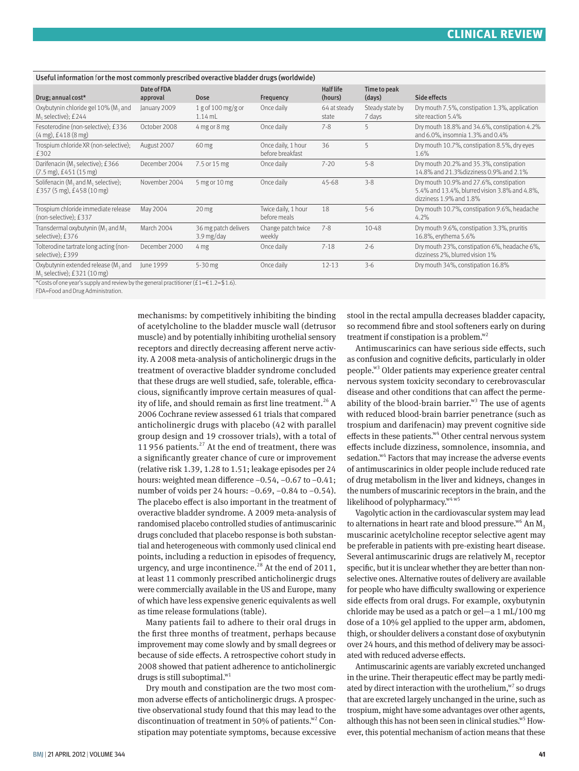Useful information for the most commonly prescribed overactive bladder drugs (worldwide)

| Drug; annual cost* | Date of FDA approval | Dose | Frequency | Half life (hours) | Time to peak (days) | Side effects |
|---|---|---|---|---|---|---|
| Oxybutynin chloride gel 10% ($M_3$ and $M_1$ selective); £244 | January 2009 | 1 g of 100 mg/g or 1.14 mL | Once daily | 64 at steady state | Steady state by 7 days | Dry mouth 7.5%, constipation 1.3%, application site reaction 5.4% |
| Fesoterodine (non-selective); £336 (4 mg), £418 (8 mg) | October 2008 | 4 mg or 8 mg | Once daily | 7-8 | 5 | Dry mouth 18.8% and 34.6%, constipation 4.2% and 6.0%, insomnia 1.3% and 0.4% |
| Trospium chloride XR (non-selective); £302 | August 2007 | 60 mg | Once daily, 1 hour before breakfast | 36 | 5 | Dry mouth 10.7%, constipation 8.5%, dry eyes 1.6% |
| Darifenacin ($M_3$ selective); £366 (7.5 mg), £451 (15 mg) | December 2004 | 7.5 or 15 mg | Once daily | 7-20 | 5-8 | Dry mouth 20.2% and 35.3%, constipation 14.8% and 21.3%dizziness 0.9% and 2.1% |
| Solifenacin ($M_3$ and $M_1$ selective); £357 (5 mg), £458 (10 mg) | November 2004 | 5 mg or 10 mg | Once daily | 45-68 | 3-8 | Dry mouth 10.9% and 27.6%, constipation 5.4% and 13.4%, blurred vision 3.8% and 4.8%, dizziness 1.9% and 1.8% |
| Trospium chloride immediate release (non-selective); £337 | May 2004 | 20 mg | Twice daily, 1 hour before meals | 18 | 5-6 | Dry mouth 10.7%, constipation 9.6%, headache 4.2% |
| Transdermal oxybutynin ($M_3$ and $M_1$ selective); £376 | March 2004 | 36 mg patch delivers 3.9 mg/day | Change patch twice weekly | 7-8 | 10-48 | Dry mouth 9.6%, constipation 3.3%, pruritis 16.8%, erythema 5.6% |
| Tolterodine tartrate long acting (non-selective); £399 | December 2000 | 4 mg | Once daily | 7-18 | 2-6 | Dry mouth 23%, constipation 6%, headache 6%, dizziness 2%, blurred vision 1% |
| Oxybutynin extended release ($M_3$ and $M_1$ selective); £321 (10 mg) | June 1999 | 5-30 mg | Once daily | 12-13 | 3-6 | Dry mouth 34%, constipation 16.8% |

*Costs of one year's supply and review by the general practitioner (£1=€1.2=$1.6).
FDA=Food and Drug Administration.

mechanisms: by competitively inhibiting the binding of acetylcholine to the bladder muscle wall (detrusor muscle) and by potentially inhibiting urothelial sensory receptors and directly decreasing afferent nerve activity. A 2008 meta-analysis of anticholinergic drugs in the treatment of overactive bladder syndrome concluded that these drugs are well studied, safe, tolerable, efficacious, significantly improve certain measures of quality of life, and should remain as first line treatment.[26] A 2006 Cochrane review assessed 61 trials that compared anticholinergic drugs with placebo (42 with parallel group design and 19 crossover trials), with a total of 11 956 patients.[27] At the end of treatment, there was a significantly greater chance of cure or improvement (relative risk 1.39, 1.28 to 1.51; leakage episodes per 24 hours: weighted mean difference −0.54, −0.67 to −0.41; number of voids per 24 hours: −0.69, −0.84 to −0.54). The placebo effect is also important in the treatment of overactive bladder syndrome. A 2009 meta-analysis of randomised placebo controlled studies of antimuscarinic drugs concluded that placebo response is both substantial and heterogeneous with commonly used clinical end points, including a reduction in episodes of frequency, urgency, and urge incontinence.[28] At the end of 2011, at least 11 commonly prescribed anticholinergic drugs were commercially available in the US and Europe, many of which have less expensive generic equivalents as well as time release formulations (table).

Many patients fail to adhere to their oral drugs in the first three months of treatment, perhaps because improvement may come slowly and by small degrees or because of side effects. A retrospective cohort study in 2008 showed that patient adherence to anticholinergic drugs is still suboptimal.[w1]

Dry mouth and constipation are the two most common adverse effects of anticholinergic drugs. A prospective observational study found that this may lead to the discontinuation of treatment in 50% of patients.[w2] Constipation may potentiate symptoms, because excessive stool in the rectal ampulla decreases bladder capacity, so recommend fibre and stool softeners early on during treatment if constipation is a problem.[w2]

Antimuscarinics can have serious side effects, such as confusion and cognitive deficits, particularly in older people.[w3] Older patients may experience greater central nervous system toxicity secondary to cerebrovascular disease and other conditions that can affect the permeability of the blood-brain barrier.[w3] The use of agents with reduced blood-brain barrier penetrance (such as trospium and darifenacin) may prevent cognitive side effects in these patients.[w4] Other central nervous system effects include dizziness, somnolence, insomnia, and sedation.[w4] Factors that may increase the adverse events of antimuscarinics in older people include reduced rate of drug metabolism in the liver and kidneys, changes in the numbers of muscarinic receptors in the brain, and the likelihood of polypharmacy.[w4 w5]

Vagolytic action in the cardiovascular system may lead to alternations in heart rate and blood pressure.[w6] An $M_3$ muscarinic acetylcholine receptor selective agent may be preferable in patients with pre-existing heart disease. Several antimuscarinic drugs are relatively $M_3$ receptor specific, but it is unclear whether they are better than non-selective ones. Alternative routes of delivery are available for people who have difficulty swallowing or experience side effects from oral drugs. For example, oxybutynin chloride may be used as a patch or gel—a 1 mL/100 mg dose of a 10% gel applied to the upper arm, abdomen, thigh, or shoulder delivers a constant dose of oxybutynin over 24 hours, and this method of delivery may be associated with reduced adverse effects.

Antimuscarinic agents are variably excreted unchanged in the urine. Their therapeutic effect may be partly mediated by direct interaction with the urothelium,[w7] so drugs that are excreted largely unchanged in the urine, such as trospium, might have some advantages over other agents, although this has not been seen in clinical studies.[w5] However, this potential mechanism of action means that these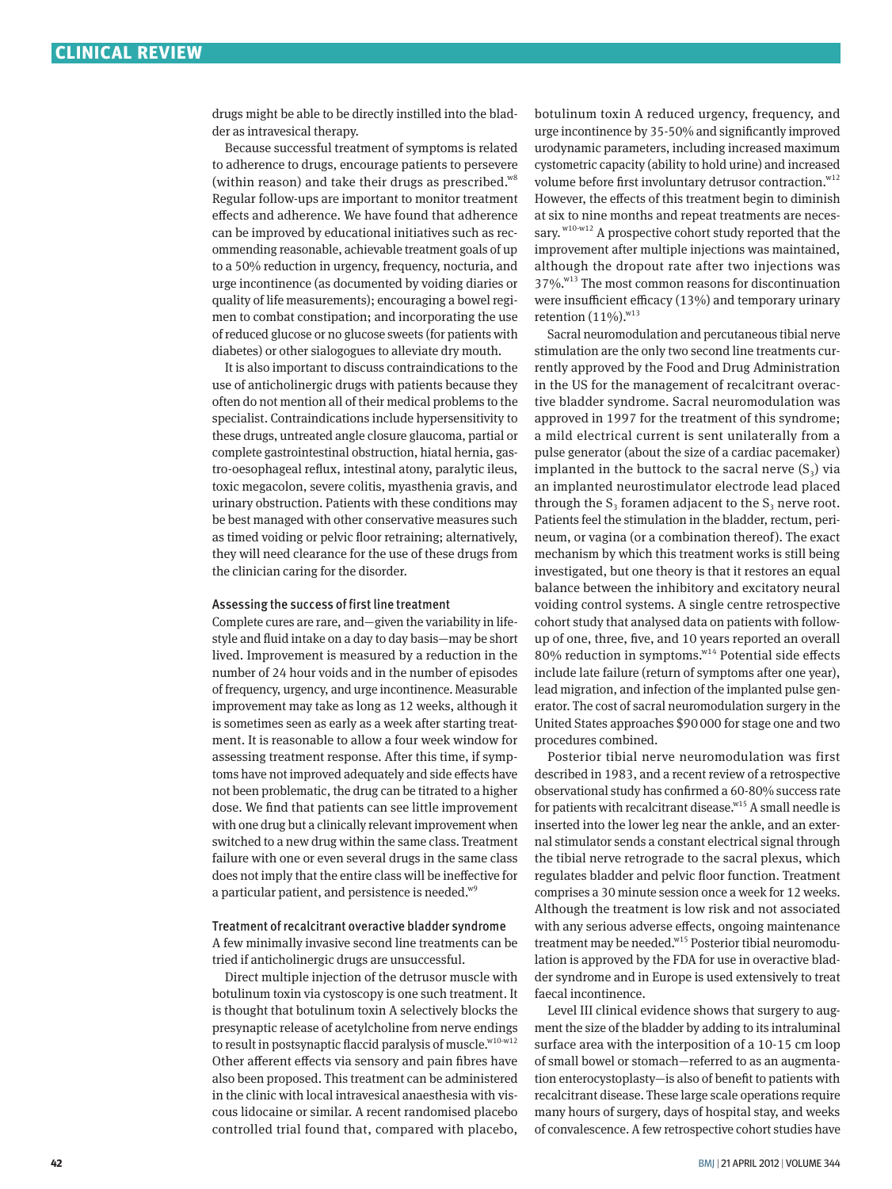drugs might be able to be directly instilled into the bladder as intravesical therapy.

Because successful treatment of symptoms is related to adherence to drugs, encourage patients to persevere (within reason) and take their drugs as prescribed.[w8] Regular follow-ups are important to monitor treatment effects and adherence. We have found that adherence can be improved by educational initiatives such as recommending reasonable, achievable treatment goals of up to a 50% reduction in urgency, frequency, nocturia, and urge incontinence (as documented by voiding diaries or quality of life measurements); encouraging a bowel regimen to combat constipation; and incorporating the use of reduced glucose or no glucose sweets (for patients with diabetes) or other sialogogues to alleviate dry mouth.

It is also important to discuss contraindications to the use of anticholinergic drugs with patients because they often do not mention all of their medical problems to the specialist. Contraindications include hypersensitivity to these drugs, untreated angle closure glaucoma, partial or complete gastrointestinal obstruction, hiatal hernia, gastro-oesophageal reflux, intestinal atony, paralytic ileus, toxic megacolon, severe colitis, myasthenia gravis, and urinary obstruction. Patients with these conditions may be best managed with other conservative measures such as timed voiding or pelvic floor retraining; alternatively, they will need clearance for the use of these drugs from the clinician caring for the disorder.

### Assessing the success of first line treatment

Complete cures are rare, and—given the variability in lifestyle and fluid intake on a day to day basis—may be short lived. Improvement is measured by a reduction in the number of 24 hour voids and in the number of episodes of frequency, urgency, and urge incontinence. Measurable improvement may take as long as 12 weeks, although it is sometimes seen as early as a week after starting treatment. It is reasonable to allow a four week window for assessing treatment response. After this time, if symptoms have not improved adequately and side effects have not been problematic, the drug can be titrated to a higher dose. We find that patients can see little improvement with one drug but a clinically relevant improvement when switched to a new drug within the same class. Treatment failure with one or even several drugs in the same class does not imply that the entire class will be ineffective for a particular patient, and persistence is needed.[w9]

### Treatment of recalcitrant overactive bladder syndrome

A few minimally invasive second line treatments can be tried if anticholinergic drugs are unsuccessful.

Direct multiple injection of the detrusor muscle with botulinum toxin via cystoscopy is one such treatment. It is thought that botulinum toxin A selectively blocks the presynaptic release of acetylcholine from nerve endings to result in postsynaptic flaccid paralysis of muscle.[w10-w12] Other afferent effects via sensory and pain fibres have also been proposed. This treatment can be administered in the clinic with local intravesical anaesthesia with viscous lidocaine or similar. A recent randomised placebo controlled trial found that, compared with placebo, botulinum toxin A reduced urgency, frequency, and urge incontinence by 35-50% and significantly improved urodynamic parameters, including increased maximum cystometric capacity (ability to hold urine) and increased volume before first involuntary detrusor contraction.[w12] However, the effects of this treatment begin to diminish at six to nine months and repeat treatments are necessary.[w10-w12] A prospective cohort study reported that the improvement after multiple injections was maintained, although the dropout rate after two injections was 37%.[w13] The most common reasons for discontinuation were insufficient efficacy (13%) and temporary urinary retention (11%).[w13]

Sacral neuromodulation and percutaneous tibial nerve stimulation are the only two second line treatments currently approved by the Food and Drug Administration in the US for the management of recalcitrant overactive bladder syndrome. Sacral neuromodulation was approved in 1997 for the treatment of this syndrome; a mild electrical current is sent unilaterally from a pulse generator (about the size of a cardiac pacemaker) implanted in the buttock to the sacral nerve ($S_3$) via an implanted neurostimulator electrode lead placed through the $S_3$ foramen adjacent to the $S_3$ nerve root. Patients feel the stimulation in the bladder, rectum, perineum, or vagina (or a combination thereof). The exact mechanism by which this treatment works is still being investigated, but one theory is that it restores an equal balance between the inhibitory and excitatory neural voiding control systems. A single centre retrospective cohort study that analysed data on patients with follow-up of one, three, five, and 10 years reported an overall 80% reduction in symptoms.[w14] Potential side effects include late failure (return of symptoms after one year), lead migration, and infection of the implanted pulse generator. The cost of sacral neuromodulation surgery in the United States approaches $90 000 for stage one and two procedures combined.

Posterior tibial nerve neuromodulation was first described in 1983, and a recent review of a retrospective observational study has confirmed a 60-80% success rate for patients with recalcitrant disease.[w15] A small needle is inserted into the lower leg near the ankle, and an external stimulator sends a constant electrical signal through the tibial nerve retrograde to the sacral plexus, which regulates bladder and pelvic floor function. Treatment comprises a 30 minute session once a week for 12 weeks. Although the treatment is low risk and not associated with any serious adverse effects, ongoing maintenance treatment may be needed.[w15] Posterior tibial neuromodulation is approved by the FDA for use in overactive bladder syndrome and in Europe is used extensively to treat faecal incontinence.

Level III clinical evidence shows that surgery to augment the size of the bladder by adding to its intraluminal surface area with the interposition of a 10-15 cm loop of small bowel or stomach—referred to as an augmentation enterocystoplasty—is also of benefit to patients with recalcitrant disease. These large scale operations require many hours of surgery, days of hospital stay, and weeks of convalescence. A few retrospective cohort studies have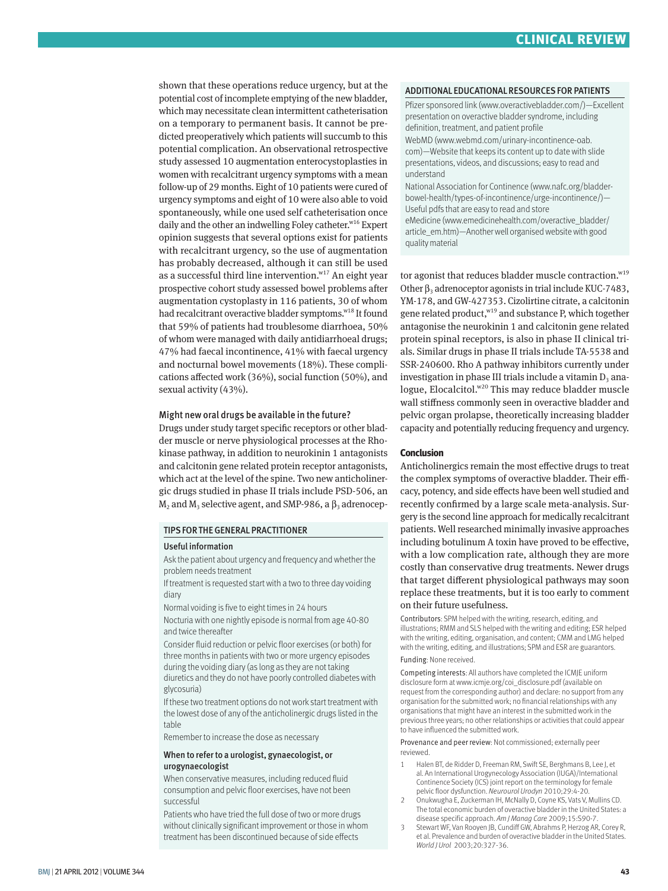shown that these operations reduce urgency, but at the potential cost of incomplete emptying of the new bladder, which may necessitate clean intermittent catheterisation on a temporary to permanent basis. It cannot be predicted preoperatively which patients will succumb to this potential complication. An observational retrospective study assessed 10 augmentation enterocystoplasties in women with recalcitrant urgency symptoms with a mean follow-up of 29 months. Eight of 10 patients were cured of urgency symptoms and eight of 10 were also able to void spontaneously, while one used self catheterisation once daily and the other an indwelling Foley catheter.[w16] Expert opinion suggests that several options exist for patients with recalcitrant urgency, so the use of augmentation has probably decreased, although it can still be used as a successful third line intervention.[w17] An eight year prospective cohort study assessed bowel problems after augmentation cystoplasty in 116 patients, 30 of whom had recalcitrant overactive bladder symptoms.[w18] It found that 59% of patients had troublesome diarrhoea, 50% of whom were managed with daily antidiarrhoeal drugs; 47% had faecal incontinence, 41% with faecal urgency and nocturnal bowel movements (18%). These complications affected work (36%), social function (50%), and sexual activity (43%).

### Might new oral drugs be available in the future?

Drugs under study target specific receptors or other bladder muscle or nerve physiological processes at the Rho-kinase pathway, in addition to neurokinin 1 antagonists and calcitonin gene related protein receptor antagonists, which act at the level of the spine. Two new anticholinergic drugs studied in phase II trials include PSD-506, an $M_2$ and $M_3$ selective agent, and SMP-986, a $\beta_3$ adrenoceptor agonist that reduces bladder muscle contraction.[w19] Other $\beta_3$ adrenoceptor agonists in trial include KUC-7483, YM-178, and GW-427353. Cizolirtine citrate, a calcitonin gene related product,[w19] and substance P, which together antagonise the neurokinin 1 and calcitonin gene related protein spinal receptors, is also in phase II clinical trials. Similar drugs in phase II trials include TA-5538 and SSR-240600. Rho A pathway inhibitors currently under investigation in phase III trials include a vitamin $D_3$ analogue, Elocalcitol.[w20] This may reduce bladder muscle wall stiffness commonly seen in overactive bladder and pelvic organ prolapse, theoretically increasing bladder capacity and potentially reducing frequency and urgency.

> **TIPS FOR THE GENERAL PRACTITIONER**
>
> **Useful information**
>
> Ask the patient about urgency and frequency and whether the problem needs treatment
>
> If treatment is requested start with a two to three day voiding diary
>
> Normal voiding is five to eight times in 24 hours
>
> Nocturia with one nightly episode is normal from age 40-80 and twice thereafter
>
> Consider fluid reduction or pelvic floor exercises (or both) for three months in patients with two or more urgency episodes during the voiding diary (as long as they are not taking diuretics and they do not have poorly controlled diabetes with glycosuria)
>
> If these two treatment options do not work start treatment with the lowest dose of any of the anticholinergic drugs listed in the table
>
> Remember to increase the dose as necessary
>
> **When to refer to a urologist, gynaecologist, or urogynaecologist**
>
> When conservative measures, including reduced fluid consumption and pelvic floor exercises, have not been successful
>
> Patients who have tried the full dose of two or more drugs without clinically significant improvement or those in whom treatment has been discontinued because of side effects

> **ADDITIONAL EDUCATIONAL RESOURCES FOR PATIENTS**
>
> Pfizer sponsored link (www.overactivebladder.com/)—Excellent presentation on overactive bladder syndrome, including definition, treatment, and patient profile
>
> WebMD (www.webmd.com/urinary-incontinence-oab.com)—Website that keeps its content up to date with slide presentations, videos, and discussions; easy to read and understand
>
> National Association for Continence (www.nafc.org/bladder-bowel-health/types-of-incontinence/urge-incontinence/)—Useful pdfs that are easy to read and store
>
> eMedicine (www.emedicinehealth.com/overactive_bladder/article_em.htm)—Another well organised website with good quality material

## Conclusion

Anticholinergics remain the most effective drugs to treat the complex symptoms of overactive bladder. Their efficacy, potency, and side effects have been well studied and recently confirmed by a large scale meta-analysis. Surgery is the second line approach for medically recalcitrant patients. Well researched minimally invasive approaches including botulinum A toxin have proved to be effective, with a low complication rate, although they are more costly than conservative drug treatments. Newer drugs that target different physiological pathways may soon replace these treatments, but it is too early to comment on their future usefulness.

Contributors: SPM helped with the writing, research, editing, and illustrations; RMM and SLS helped with the writing and editing; ESR helped with the writing, editing, organisation, and content; CMM and LMG helped with the writing, editing, and illustrations; SPM and ESR are guarantors.

Funding: None received.

Competing interests: All authors have completed the ICMJE uniform disclosure form at www.icmje.org/coi_disclosure.pdf (available on request from the corresponding author) and declare: no support from any organisation for the submitted work; no financial relationships with any organisations that might have an interest in the submitted work in the previous three years; no other relationships or activities that could appear to have influenced the submitted work.

Provenance and peer review: Not commissioned; externally peer reviewed.

1. Halen BT, de Ridder D, Freeman RM, Swift SE, Berghmans B, Lee J, et al. An International Urogynecology Association (IUGA)/International Continence Society (ICS) joint report on the terminology for female pelvic floor dysfunction. *Neurourol Urodyn* 2010;29:4-20.
2. Onukwugha E, Zuckerman IH, McNally D, Coyne KS, Vats V, Mullins CD. The total economic burden of overactive bladder in the United States: a disease specific approach. *Am J Manag Care* 2009;15:S90-7.
3. Stewart WF, Van Rooyen JB, Cundiff GW, Abrahams P, Herzog AR, Corey R, et al. Prevalence and burden of overactive bladder in the United States. *World J Urol* 2003;20:327-36.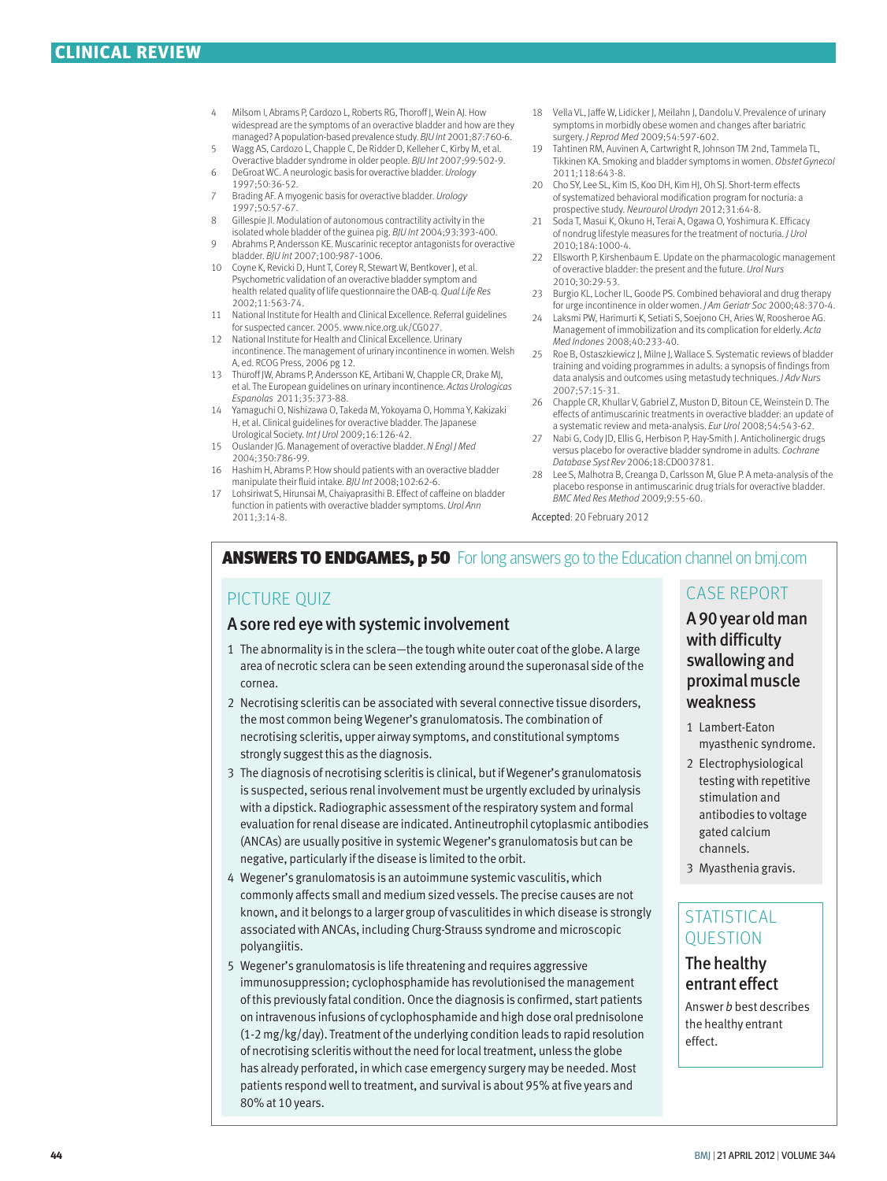4 Milsom I, Abrams P, Cardozo L, Roberts RG, Thoroff J, Wein AJ. How widespread are the symptoms of an overactive bladder and how are they managed? A population-based prevalence study. *BJU Int* 2001;87:760-6.

5 Wagg AS, Cardozo L, Chapple C, De Ridder D, Kelleher C, Kirby M, et al. Overactive bladder syndrome in older people. *BJU Int* 2007;99:502-9.

6 DeGroat WC. A neurologic basis for overactive bladder. *Urology* 1997;50:36-52.

7 Brading AF. A myogenic basis for overactive bladder. *Urology* 1997;50:57-67.

8 Gillespie JI. Modulation of autonomous contractility activity in the isolated whole bladder of the guinea pig. *BJU Int* 2004;93:393-400.

9 Abrahms P, Andersson KE. Muscarinic receptor antagonists for overactive bladder. *BJU Int* 2007;100:987-1006.

10 Coyne K, Revicki D, Hunt T, Corey R, Stewart W, Bentkover J, et al. Psychometric validation of an overactive bladder symptom and health related quality of life questionnaire the OAB-q. *Qual Life Res* 2002;11:563-74.

11 National Institute for Health and Clinical Excellence. Referral guidelines for suspected cancer. 2005. www.nice.org.uk/CG027.

12 National Institute for Health and Clinical Excellence. Urinary incontinence. The management of urinary incontinence in women. Welsh A, ed. RCOG Press, 2006 pg 12.

13 Thüroff JW, Abrams P, Andersson KE, Artibani W, Chapple CR, Drake MJ, et al. The European guidelines on urinary incontinence. *Actas Urologicas Espanolas* 2011;35:373-88.

14 Yamaguchi O, Nishizawa O, Takeda M, Yokoyama O, Homma Y, Kakizaki H, et al. Clinical guidelines for overactive bladder. The Japanese Urological Society. *Int J Urol* 2009;16:126-42.

15 Ouslander JG. Management of overactive bladder. *N Engl J Med* 2004;350:786-99.

16 Hashim H, Abrams P. How should patients with an overactive bladder manipulate their fluid intake. *BJU Int* 2008;102:62-6.

17 Lohsiriwat S, Hirunsai M, Chaiyaprasithi B. Effect of caffeine on bladder function in patients with overactive bladder symptoms. *Urol Ann* 2011;3:14-8.

18 Vella VL, Jaffe W, Lidicker J, Meilahn J, Dandolu V. Prevalence of urinary symptoms in morbidly obese women and changes after bariatric surgery. *J Reprod Med* 2009;54:597-602.

19 Tahtinen RM, Auvinen A, Cartwright R, Johnson TM 2nd, Tammela TL, Tikkinen KA. Smoking and bladder symptoms in women. *Obstet Gynecol* 2011;118:643-8.

20 Cho SY, Lee SL, Kim IS, Koo DH, Kim HJ, Oh SJ. Short-term effects of systematized behavioral modification program for nocturia: a prospective study. *Neurourol Urodyn* 2012;31:64-8.

21 Soda T, Masui K, Okuno H, Terai A, Ogawa O, Yoshimura K. Efficacy of nondrug lifestyle measures for the treatment of nocturia. *J Urol* 2010;184:1000-4.

22 Ellsworth P, Kirshenbaum E. Update on the pharmacologic management of overactive bladder: the present and the future. *Urol Nurs* 2010;30:29-53.

23 Burgio KL, Locher IL, Goode PS. Combined behavioral and drug therapy for urge incontinence in older women. *J Am Geriatr Soc* 2000;48:370-4.

24 Laksmi PW, Harimurti K, Setiati S, Soejono CH, Aries W, Roosheroe AG. Management of immobilization and its complication for elderly. *Acta Med Indones* 2008;40:233-40.

25 Roe B, Ostaszkiewicz J, Milne J, Wallace S. Systematic reviews of bladder training and voiding programmes in adults: a synopsis of findings from data analysis and outcomes using metastudy techniques. *J Adv Nurs* 2007;57:15-31.

26 Chapple CR, Khullar V, Gabriel Z, Muston D, Bitoun CE, Weinstein D. The effects of antimuscarinic treatments in overactive bladder: an update of a systematic review and meta-analysis. *Eur Urol* 2008;54:543-62.

27 Nabi G, Cody JD, Ellis G, Herbison P, Hay-Smith J. Anticholinergic drugs versus placebo for overactive bladder syndrome in adults. *Cochrane Database Syst Rev* 2006;18:CD003781.

28 Lee S, Malhotra B, Creanga D, Carlsson M, Glue P. A meta-analysis of the placebo response in antimuscarinic drug trials for overactive bladder. *BMC Med Res Method* 2009;9:55-60.

Accepted: 20 February 2012

## ANSWERS TO ENDGAMES, p 50 For long answers go to the Education channel on bmj.com

### PICTURE QUIZ

#### A sore red eye with systemic involvement

1 The abnormality is in the sclera—the tough white outer coat of the globe. A large area of necrotic sclera can be seen extending around the superonasal side of the cornea.

2 Necrotising scleritis can be associated with several connective tissue disorders, the most common being Wegener's granulomatosis. The combination of necrotising scleritis, upper airway symptoms, and constitutional symptoms strongly suggest this as the diagnosis.

3 The diagnosis of necrotising scleritis is clinical, but if Wegener's granulomatosis is suspected, serious renal involvement must be urgently excluded by urinalysis with a dipstick. Radiographic assessment of the respiratory system and formal evaluation for renal disease are indicated. Antineutrophil cytoplasmic antibodies (ANCAs) are usually positive in systemic Wegener's granulomatosis but can be negative, particularly if the disease is limited to the orbit.

4 Wegener's granulomatosis is an autoimmune systemic vasculitis, which commonly affects small and medium sized vessels. The precise causes are not known, and it belongs to a larger group of vasculitides in which disease is strongly associated with ANCAs, including Churg-Strauss syndrome and microscopic polyangiitis.

5 Wegener's granulomatosis is life threatening and requires aggressive immunosuppression; cyclophosphamide has revolutionised the management of this previously fatal condition. Once the diagnosis is confirmed, start patients on intravenous infusions of cyclophosphamide and high dose oral prednisolone (1-2 mg/kg/day). Treatment of the underlying condition leads to rapid resolution of necrotising scleritis without the need for local treatment, unless the globe has already perforated, in which case emergency surgery may be needed. Most patients respond well to treatment, and survival is about 95% at five years and 80% at 10 years.

### CASE REPORT

#### A 90 year old man with difficulty swallowing and proximal muscle weakness

1 Lambert-Eaton myasthenic syndrome.

2 Electrophysiological testing with repetitive stimulation and antibodies to voltage gated calcium channels.

3 Myasthenia gravis.

### STATISTICAL QUESTION

#### The healthy entrant effect

Answer *b* best describes the healthy entrant effect.